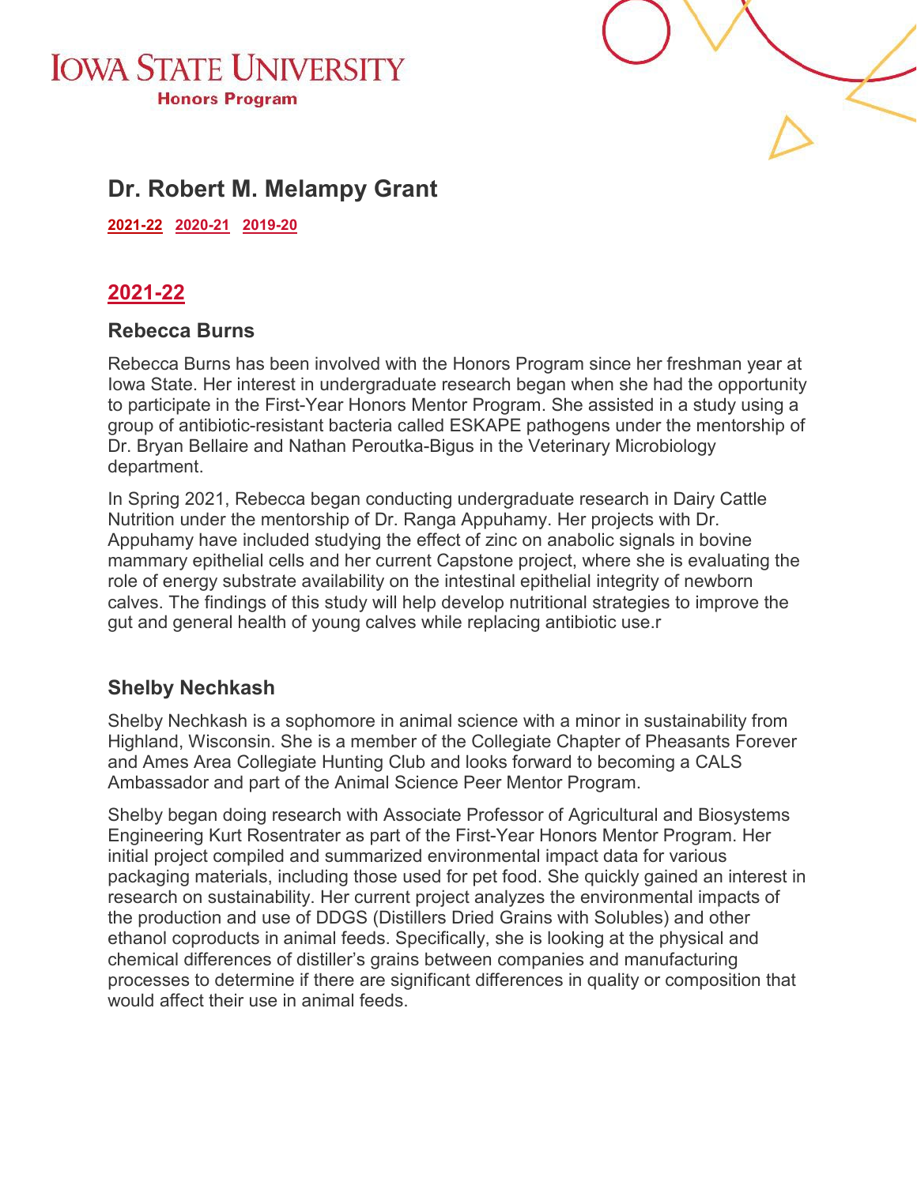# Iowa State University

**Honors Program**

## Dr. Robert M. Melampy Grant

[2021-22](#) [2020-21](#) [2019-20](#)

## 2021-22

### Rebecca Burns

Rebecca Burns has been involved with the Honors Program since her freshman year at Iowa State. Her interest in undergraduate research began when she had the opportunity to participate in the First-Year Honors Mentor Program. She assisted in a study using a group of antibiotic-resistant bacteria called ESKAPE pathogens under the mentorship of Dr. Bryan Bellaire and Nathan Peroutka-Bigus in the Veterinary Microbiology department.

In Spring 2021, Rebecca began conducting undergraduate research in Dairy Cattle Nutrition under the mentorship of Dr. Ranga Appuhamy. Her projects with Dr. Appuhamy have included studying the effect of zinc on anabolic signals in bovine mammary epithelial cells and her current Capstone project, where she is evaluating the role of energy substrate availability on the intestinal epithelial integrity of newborn calves. The findings of this study will help develop nutritional strategies to improve the gut and general health of young calves while replacing antibiotic use.r

### Shelby Nechkash

Shelby Nechkash is a sophomore in animal science with a minor in sustainability from Highland, Wisconsin. She is a member of the Collegiate Chapter of Pheasants Forever and Ames Area Collegiate Hunting Club and looks forward to becoming a CALS Ambassador and part of the Animal Science Peer Mentor Program.

Shelby began doing research with Associate Professor of Agricultural and Biosystems Engineering Kurt Rosentrater as part of the First-Year Honors Mentor Program. Her initial project compiled and summarized environmental impact data for various packaging materials, including those used for pet food. She quickly gained an interest in research on sustainability. Her current project analyzes the environmental impacts of the production and use of DDGS (Distillers Dried Grains with Solubles) and other ethanol coproducts in animal feeds. Specifically, she is looking at the physical and chemical differences of distiller's grains between companies and manufacturing processes to determine if there are significant differences in quality or composition that would affect their use in animal feeds.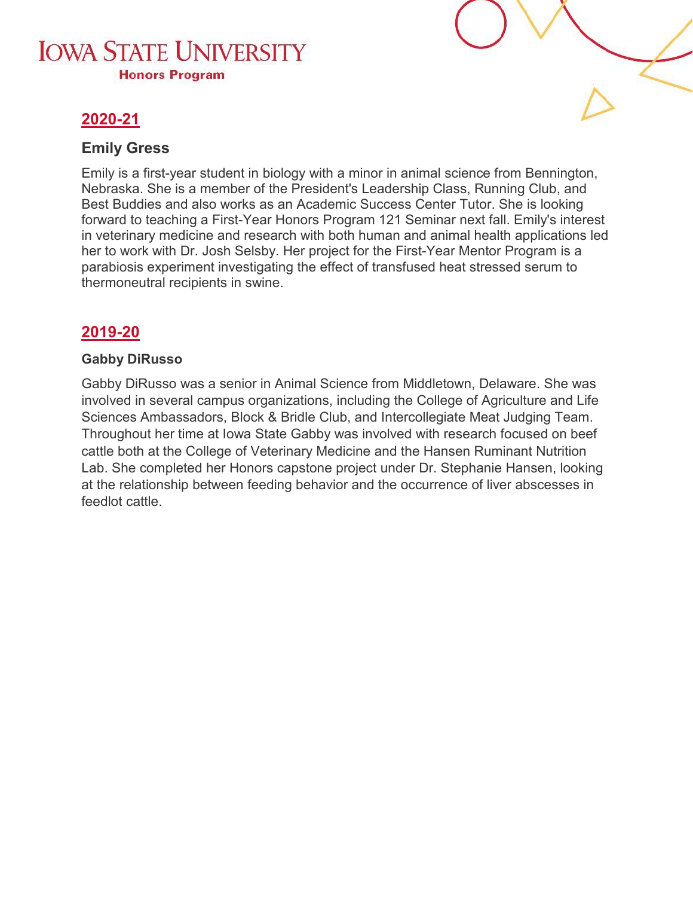# IOWA STATE UNIVERSITY

**Honors Program**

## 2020-21

### Emily Gress

Emily is a first-year student in biology with a minor in animal science from Bennington, Nebraska. She is a member of the President's Leadership Class, Running Club, and Best Buddies and also works as an Academic Success Center Tutor. She is looking forward to teaching a First-Year Honors Program 121 Seminar next fall. Emily's interest in veterinary medicine and research with both human and animal health applications led her to work with Dr. Josh Selsby. Her project for the First-Year Mentor Program is a parabiosis experiment investigating the effect of transfused heat stressed serum to thermoneutral recipients in swine.

## 2019-20

### Gabby DiRusso

Gabby DiRusso was a senior in Animal Science from Middletown, Delaware. She was involved in several campus organizations, including the College of Agriculture and Life Sciences Ambassadors, Block & Bridle Club, and Intercollegiate Meat Judging Team. Throughout her time at Iowa State Gabby was involved with research focused on beef cattle both at the College of Veterinary Medicine and the Hansen Ruminant Nutrition Lab. She completed her Honors capstone project under Dr. Stephanie Hansen, looking at the relationship between feeding behavior and the occurrence of liver abscesses in feedlot cattle.